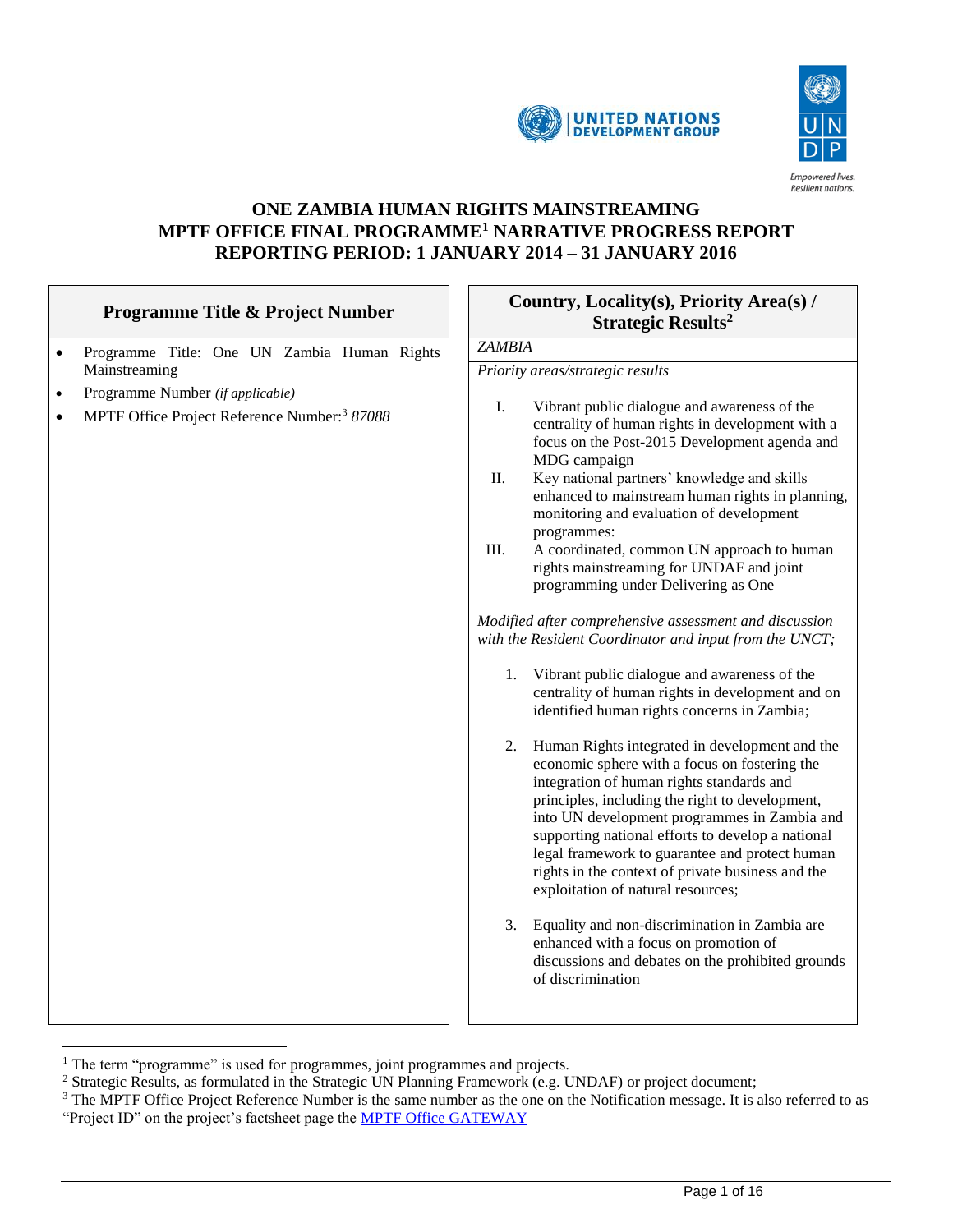# ONE ZAMBIA HUMAN RIGHTS MAINSTREAMING
# MPTF OFFICE FINAL PROGRAMME[1] NARRATIVE PROGRESS REPORT
# REPORTING PERIOD: 1 JANUARY 2014 – 31 JANUARY 2016

## Programme Title & Project Number

- Programme Title: One UN Zambia Human Rights Mainstreaming
- Programme Number *(if applicable)*
- MPTF Office Project Reference Number:[3] *87088*

## Country, Locality(s), Priority Area(s) / Strategic Results[2]

*ZAMBIA*

*Priority areas/strategic results*

I. Vibrant public dialogue and awareness of the centrality of human rights in development with a focus on the Post-2015 Development agenda and MDG campaign
II. Key national partners' knowledge and skills enhanced to mainstream human rights in planning, monitoring and evaluation of development programmes:
III. A coordinated, common UN approach to human rights mainstreaming for UNDAF and joint programming under Delivering as One

*Modified after comprehensive assessment and discussion with the Resident Coordinator and input from the UNCT;*

1. Vibrant public dialogue and awareness of the centrality of human rights in development and on identified human rights concerns in Zambia;

2. Human Rights integrated in development and the economic sphere with a focus on fostering the integration of human rights standards and principles, including the right to development, into UN development programmes in Zambia and supporting national efforts to develop a national legal framework to guarantee and protect human rights in the context of private business and the exploitation of natural resources;

3. Equality and non-discrimination in Zambia are enhanced with a focus on promotion of discussions and debates on the prohibited grounds of discrimination

---

[1] The term "programme" is used for programmes, joint programmes and projects.

[2] Strategic Results, as formulated in the Strategic UN Planning Framework (e.g. UNDAF) or project document;

[3] The MPTF Office Project Reference Number is the same number as the one on the Notification message. It is also referred to as "Project ID" on the project's factsheet page the MPTF Office GATEWAY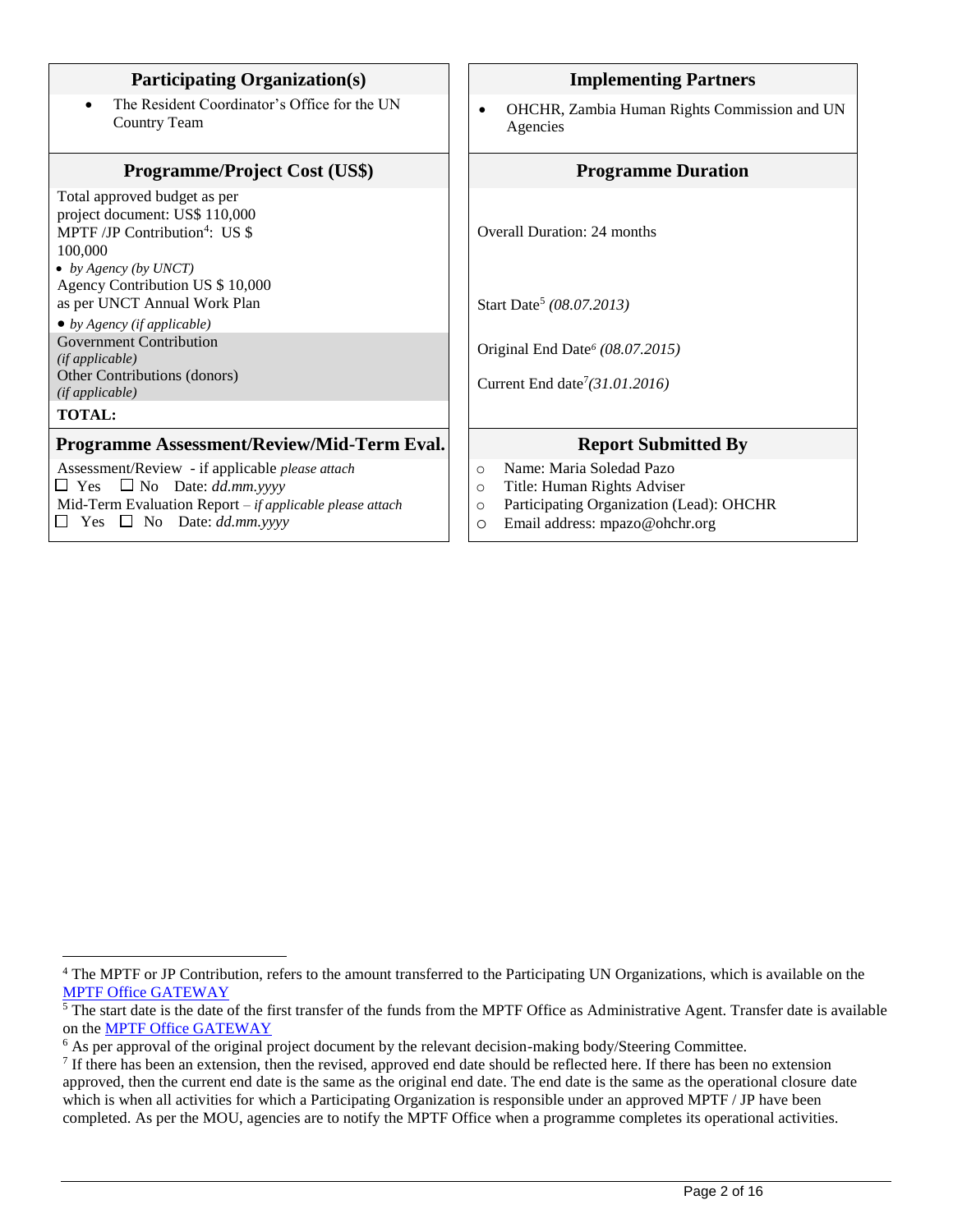| Participating Organization(s) | Implementing Partners |
|---|---|
| • The Resident Coordinator's Office for the UN Country Team | • OHCHR, Zambia Human Rights Commission and UN Agencies |
| **Programme/Project Cost (US$)** | **Programme Duration** |
| Total approved budget as per project document: US$ 110,000<br>MPTF /JP Contribution[4]: US $ 100,000<br>• *by Agency (by UNCT)*<br>Agency Contribution US $ 10,000 as per UNCT Annual Work Plan<br>• *by Agency (if applicable)*<br>Government Contribution *(if applicable)*<br>Other Contributions (donors) *(if applicable)*<br>**TOTAL:** | Overall Duration: 24 months<br><br>Start Date[5] *(08.07.2013)*<br><br>Original End Date[6] *(08.07.2015)*<br><br>Current End date[7]*(31.01.2016)* |
| **Programme Assessment/Review/Mid-Term Eval.** | **Report Submitted By** |
| Assessment/Review - if applicable *please attach*<br>☐ Yes ☐ No Date: *dd.mm.yyyy*<br>Mid-Term Evaluation Report – *if applicable please attach*<br>☐ Yes ☐ No Date: *dd.mm.yyyy* | ○ Name: Maria Soledad Pazo<br>○ Title: Human Rights Adviser<br>○ Participating Organization (Lead): OHCHR<br>○ Email address: mpazo@ohchr.org |

---

[4] The MPTF or JP Contribution, refers to the amount transferred to the Participating UN Organizations, which is available on the [MPTF Office GATEWAY](#)

[5] The start date is the date of the first transfer of the funds from the MPTF Office as Administrative Agent. Transfer date is available on the [MPTF Office GATEWAY](#)

[6] As per approval of the original project document by the relevant decision-making body/Steering Committee.

[7] If there has been an extension, then the revised, approved end date should be reflected here. If there has been no extension approved, then the current end date is the same as the original end date. The end date is the same as the operational closure date which is when all activities for which a Participating Organization is responsible under an approved MPTF / JP have been completed. As per the MOU, agencies are to notify the MPTF Office when a programme completes its operational activities.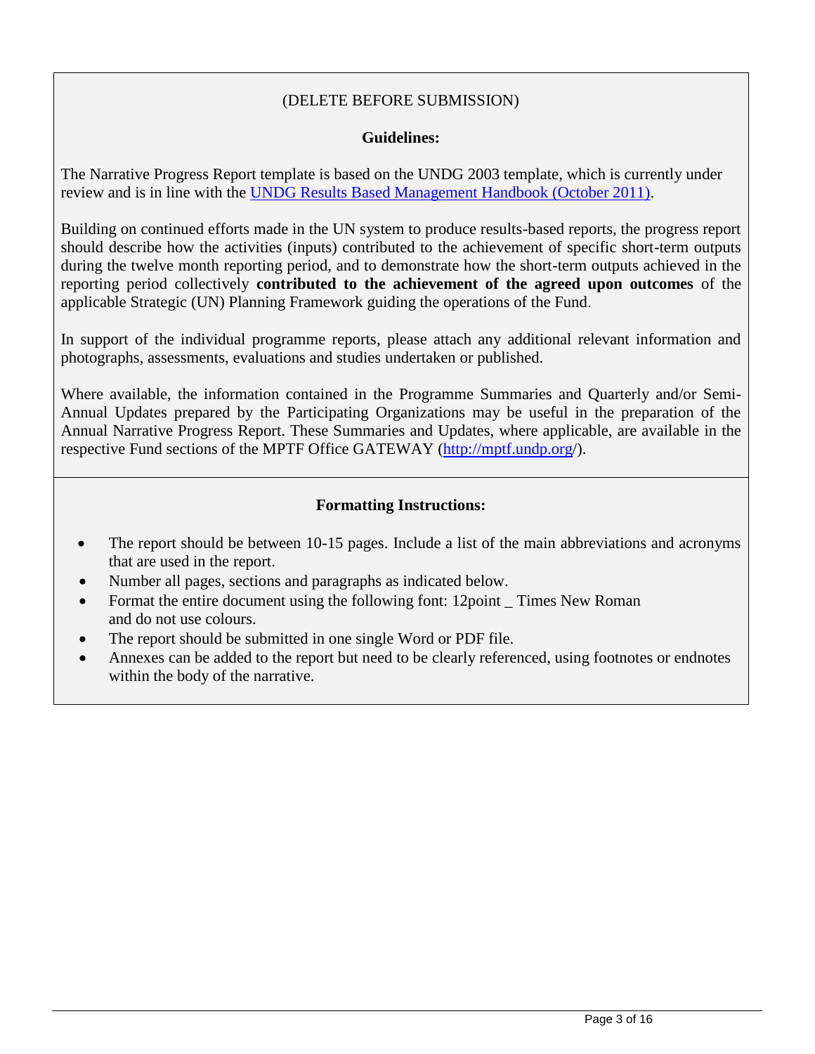(DELETE BEFORE SUBMISSION)

**Guidelines:**

The Narrative Progress Report template is based on the UNDG 2003 template, which is currently under review and is in line with the [UNDG Results Based Management Handbook (October 2011)](#).

Building on continued efforts made in the UN system to produce results-based reports, the progress report should describe how the activities (inputs) contributed to the achievement of specific short-term outputs during the twelve month reporting period, and to demonstrate how the short-term outputs achieved in the reporting period collectively **contributed to the achievement of the agreed upon outcomes** of the applicable Strategic (UN) Planning Framework guiding the operations of the Fund.

In support of the individual programme reports, please attach any additional relevant information and photographs, assessments, evaluations and studies undertaken or published.

Where available, the information contained in the Programme Summaries and Quarterly and/or Semi-Annual Updates prepared by the Participating Organizations may be useful in the preparation of the Annual Narrative Progress Report. These Summaries and Updates, where applicable, are available in the respective Fund sections of the MPTF Office GATEWAY ([http://mptf.undp.org/](http://mptf.undp.org/)).

**Formatting Instructions:**

- The report should be between 10-15 pages. Include a list of the main abbreviations and acronyms that are used in the report.
- Number all pages, sections and paragraphs as indicated below.
- Format the entire document using the following font: 12point _ Times New Roman and do not use colours.
- The report should be submitted in one single Word or PDF file.
- Annexes can be added to the report but need to be clearly referenced, using footnotes or endnotes within the body of the narrative.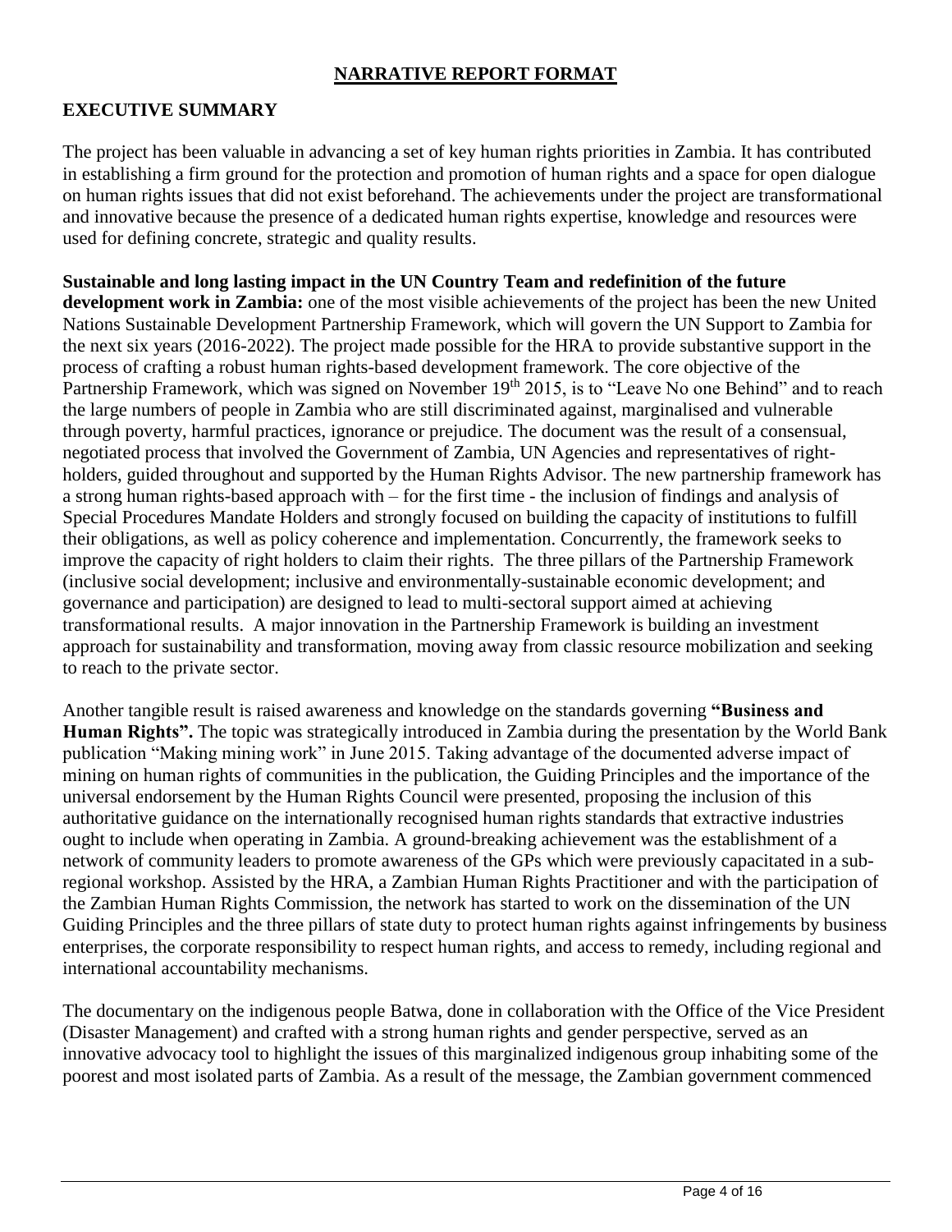## NARRATIVE REPORT FORMAT

## EXECUTIVE SUMMARY

The project has been valuable in advancing a set of key human rights priorities in Zambia. It has contributed in establishing a firm ground for the protection and promotion of human rights and a space for open dialogue on human rights issues that did not exist beforehand. The achievements under the project are transformational and innovative because the presence of a dedicated human rights expertise, knowledge and resources were used for defining concrete, strategic and quality results.

**Sustainable and long lasting impact in the UN Country Team and redefinition of the future development work in Zambia:** one of the most visible achievements of the project has been the new United Nations Sustainable Development Partnership Framework, which will govern the UN Support to Zambia for the next six years (2016-2022). The project made possible for the HRA to provide substantive support in the process of crafting a robust human rights-based development framework. The core objective of the Partnership Framework, which was signed on November 19th 2015, is to "Leave No one Behind" and to reach the large numbers of people in Zambia who are still discriminated against, marginalised and vulnerable through poverty, harmful practices, ignorance or prejudice. The document was the result of a consensual, negotiated process that involved the Government of Zambia, UN Agencies and representatives of right-holders, guided throughout and supported by the Human Rights Advisor. The new partnership framework has a strong human rights-based approach with – for the first time - the inclusion of findings and analysis of Special Procedures Mandate Holders and strongly focused on building the capacity of institutions to fulfill their obligations, as well as policy coherence and implementation. Concurrently, the framework seeks to improve the capacity of right holders to claim their rights. The three pillars of the Partnership Framework (inclusive social development; inclusive and environmentally-sustainable economic development; and governance and participation) are designed to lead to multi-sectoral support aimed at achieving transformational results. A major innovation in the Partnership Framework is building an investment approach for sustainability and transformation, moving away from classic resource mobilization and seeking to reach to the private sector.

Another tangible result is raised awareness and knowledge on the standards governing **"Business and Human Rights".** The topic was strategically introduced in Zambia during the presentation by the World Bank publication "Making mining work" in June 2015. Taking advantage of the documented adverse impact of mining on human rights of communities in the publication, the Guiding Principles and the importance of the universal endorsement by the Human Rights Council were presented, proposing the inclusion of this authoritative guidance on the internationally recognised human rights standards that extractive industries ought to include when operating in Zambia. A ground-breaking achievement was the establishment of a network of community leaders to promote awareness of the GPs which were previously capacitated in a sub-regional workshop. Assisted by the HRA, a Zambian Human Rights Practitioner and with the participation of the Zambian Human Rights Commission, the network has started to work on the dissemination of the UN Guiding Principles and the three pillars of state duty to protect human rights against infringements by business enterprises, the corporate responsibility to respect human rights, and access to remedy, including regional and international accountability mechanisms.

The documentary on the indigenous people Batwa, done in collaboration with the Office of the Vice President (Disaster Management) and crafted with a strong human rights and gender perspective, served as an innovative advocacy tool to highlight the issues of this marginalized indigenous group inhabiting some of the poorest and most isolated parts of Zambia. As a result of the message, the Zambian government commenced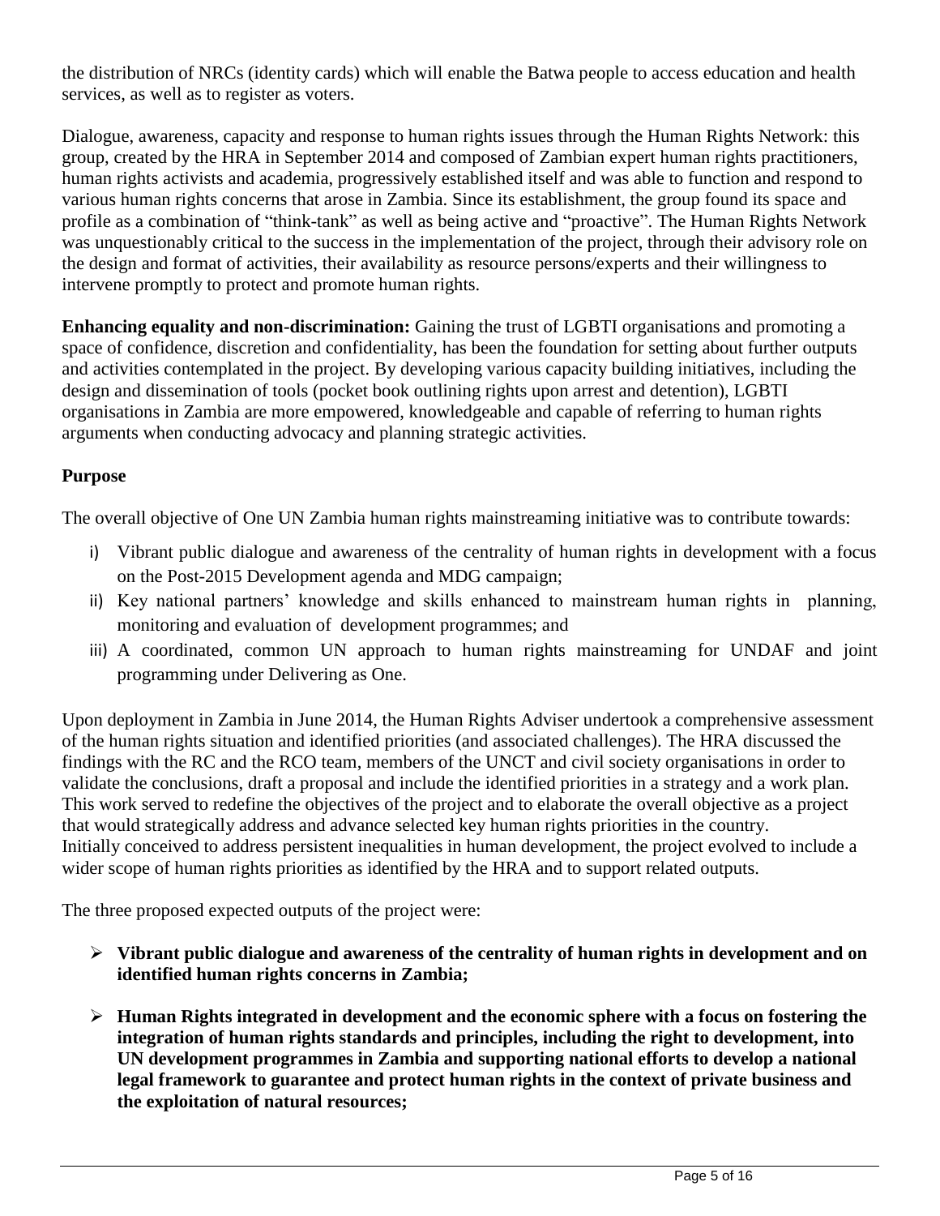the distribution of NRCs (identity cards) which will enable the Batwa people to access education and health services, as well as to register as voters.

Dialogue, awareness, capacity and response to human rights issues through the Human Rights Network: this group, created by the HRA in September 2014 and composed of Zambian expert human rights practitioners, human rights activists and academia, progressively established itself and was able to function and respond to various human rights concerns that arose in Zambia. Since its establishment, the group found its space and profile as a combination of "think-tank" as well as being active and "proactive". The Human Rights Network was unquestionably critical to the success in the implementation of the project, through their advisory role on the design and format of activities, their availability as resource persons/experts and their willingness to intervene promptly to protect and promote human rights.

**Enhancing equality and non-discrimination:** Gaining the trust of LGBTI organisations and promoting a space of confidence, discretion and confidentiality, has been the foundation for setting about further outputs and activities contemplated in the project. By developing various capacity building initiatives, including the design and dissemination of tools (pocket book outlining rights upon arrest and detention), LGBTI organisations in Zambia are more empowered, knowledgeable and capable of referring to human rights arguments when conducting advocacy and planning strategic activities.

**Purpose**

The overall objective of One UN Zambia human rights mainstreaming initiative was to contribute towards:

i) Vibrant public dialogue and awareness of the centrality of human rights in development with a focus on the Post-2015 Development agenda and MDG campaign;
ii) Key national partners' knowledge and skills enhanced to mainstream human rights in planning, monitoring and evaluation of development programmes; and
iii) A coordinated, common UN approach to human rights mainstreaming for UNDAF and joint programming under Delivering as One.

Upon deployment in Zambia in June 2014, the Human Rights Adviser undertook a comprehensive assessment of the human rights situation and identified priorities (and associated challenges). The HRA discussed the findings with the RC and the RCO team, members of the UNCT and civil society organisations in order to validate the conclusions, draft a proposal and include the identified priorities in a strategy and a work plan. This work served to redefine the objectives of the project and to elaborate the overall objective as a project that would strategically address and advance selected key human rights priorities in the country. Initially conceived to address persistent inequalities in human development, the project evolved to include a wider scope of human rights priorities as identified by the HRA and to support related outputs.

The three proposed expected outputs of the project were:

- **Vibrant public dialogue and awareness of the centrality of human rights in development and on identified human rights concerns in Zambia;**
- **Human Rights integrated in development and the economic sphere with a focus on fostering the integration of human rights standards and principles, including the right to development, into UN development programmes in Zambia and supporting national efforts to develop a national legal framework to guarantee and protect human rights in the context of private business and the exploitation of natural resources;**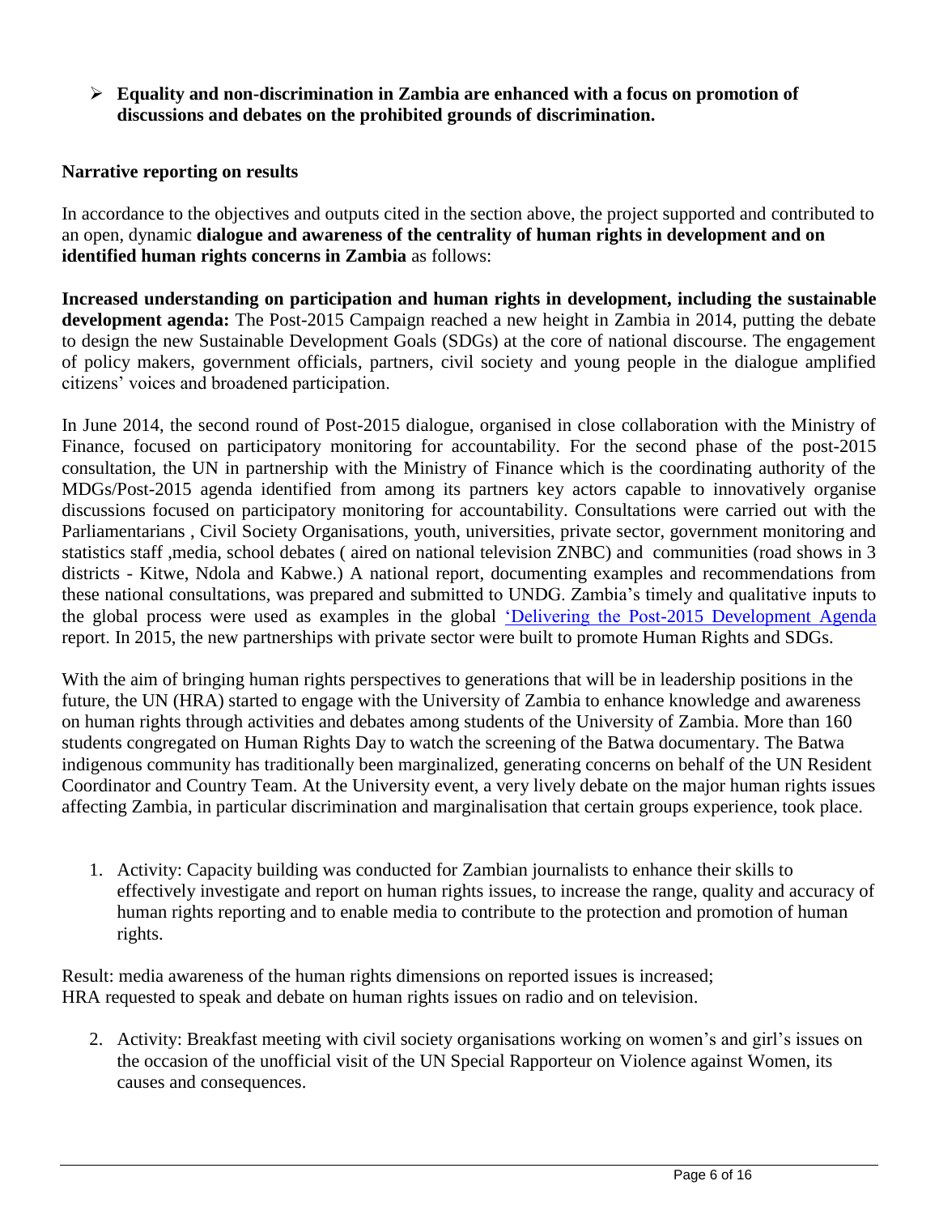- **Equality and non-discrimination in Zambia are enhanced with a focus on promotion of discussions and debates on the prohibited grounds of discrimination.**

**Narrative reporting on results**

In accordance to the objectives and outputs cited in the section above, the project supported and contributed to an open, dynamic **dialogue and awareness of the centrality of human rights in development and on identified human rights concerns in Zambia** as follows:

**Increased understanding on participation and human rights in development, including the sustainable development agenda:** The Post-2015 Campaign reached a new height in Zambia in 2014, putting the debate to design the new Sustainable Development Goals (SDGs) at the core of national discourse. The engagement of policy makers, government officials, partners, civil society and young people in the dialogue amplified citizens' voices and broadened participation.

In June 2014, the second round of Post-2015 dialogue, organised in close collaboration with the Ministry of Finance, focused on participatory monitoring for accountability. For the second phase of the post-2015 consultation, the UN in partnership with the Ministry of Finance which is the coordinating authority of the MDGs/Post-2015 agenda identified from among its partners key actors capable to innovatively organise discussions focused on participatory monitoring for accountability. Consultations were carried out with the Parliamentarians , Civil Society Organisations, youth, universities, private sector, government monitoring and statistics staff ,media, school debates ( aired on national television ZNBC) and communities (road shows in 3 districts - Kitwe, Ndola and Kabwe.) A national report, documenting examples and recommendations from these national consultations, was prepared and submitted to UNDG. Zambia's timely and qualitative inputs to the global process were used as examples in the global 'Delivering the Post-2015 Development Agenda report. In 2015, the new partnerships with private sector were built to promote Human Rights and SDGs.

With the aim of bringing human rights perspectives to generations that will be in leadership positions in the future, the UN (HRA) started to engage with the University of Zambia to enhance knowledge and awareness on human rights through activities and debates among students of the University of Zambia. More than 160 students congregated on Human Rights Day to watch the screening of the Batwa documentary. The Batwa indigenous community has traditionally been marginalized, generating concerns on behalf of the UN Resident Coordinator and Country Team. At the University event, a very lively debate on the major human rights issues affecting Zambia, in particular discrimination and marginalisation that certain groups experience, took place.

1. Activity: Capacity building was conducted for Zambian journalists to enhance their skills to effectively investigate and report on human rights issues, to increase the range, quality and accuracy of human rights reporting and to enable media to contribute to the protection and promotion of human rights.

Result: media awareness of the human rights dimensions on reported issues is increased;
HRA requested to speak and debate on human rights issues on radio and on television.

2. Activity: Breakfast meeting with civil society organisations working on women's and girl's issues on the occasion of the unofficial visit of the UN Special Rapporteur on Violence against Women, its causes and consequences.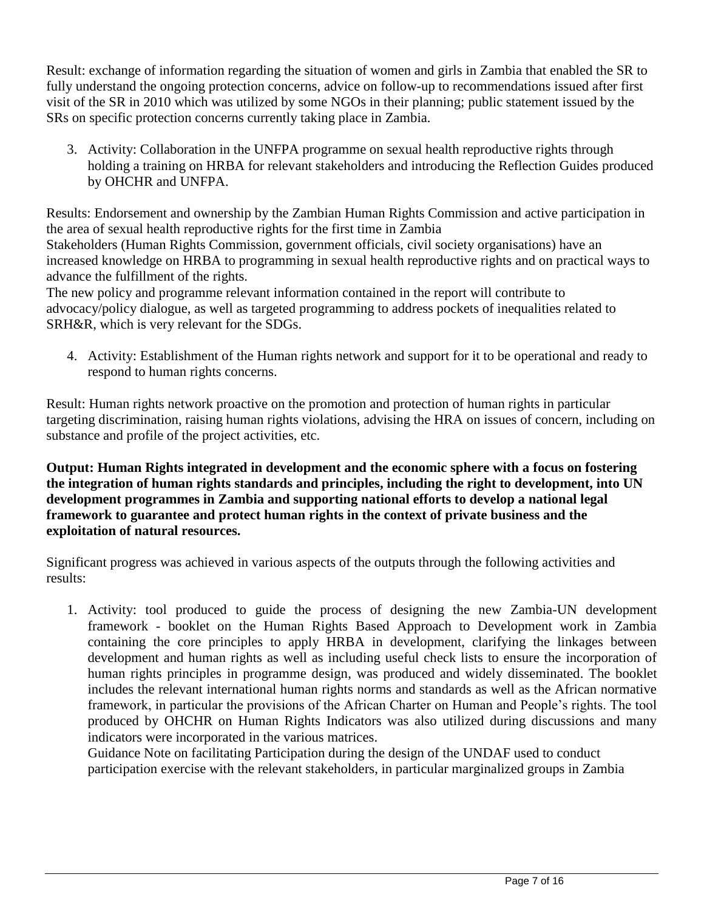Result: exchange of information regarding the situation of women and girls in Zambia that enabled the SR to fully understand the ongoing protection concerns, advice on follow-up to recommendations issued after first visit of the SR in 2010 which was utilized by some NGOs in their planning; public statement issued by the SRs on specific protection concerns currently taking place in Zambia.

3. Activity: Collaboration in the UNFPA programme on sexual health reproductive rights through holding a training on HRBA for relevant stakeholders and introducing the Reflection Guides produced by OHCHR and UNFPA.

Results: Endorsement and ownership by the Zambian Human Rights Commission and active participation in the area of sexual health reproductive rights for the first time in Zambia
Stakeholders (Human Rights Commission, government officials, civil society organisations) have an increased knowledge on HRBA to programming in sexual health reproductive rights and on practical ways to advance the fulfillment of the rights.
The new policy and programme relevant information contained in the report will contribute to advocacy/policy dialogue, as well as targeted programming to address pockets of inequalities related to SRH&R, which is very relevant for the SDGs.

4. Activity: Establishment of the Human rights network and support for it to be operational and ready to respond to human rights concerns.

Result: Human rights network proactive on the promotion and protection of human rights in particular targeting discrimination, raising human rights violations, advising the HRA on issues of concern, including on substance and profile of the project activities, etc.

**Output: Human Rights integrated in development and the economic sphere with a focus on fostering the integration of human rights standards and principles, including the right to development, into UN development programmes in Zambia and supporting national efforts to develop a national legal framework to guarantee and protect human rights in the context of private business and the exploitation of natural resources.**

Significant progress was achieved in various aspects of the outputs through the following activities and results:

1. Activity: tool produced to guide the process of designing the new Zambia-UN development framework - booklet on the Human Rights Based Approach to Development work in Zambia containing the core principles to apply HRBA in development, clarifying the linkages between development and human rights as well as including useful check lists to ensure the incorporation of human rights principles in programme design, was produced and widely disseminated. The booklet includes the relevant international human rights norms and standards as well as the African normative framework, in particular the provisions of the African Charter on Human and People's rights. The tool produced by OHCHR on Human Rights Indicators was also utilized during discussions and many indicators were incorporated in the various matrices.
   Guidance Note on facilitating Participation during the design of the UNDAF used to conduct participation exercise with the relevant stakeholders, in particular marginalized groups in Zambia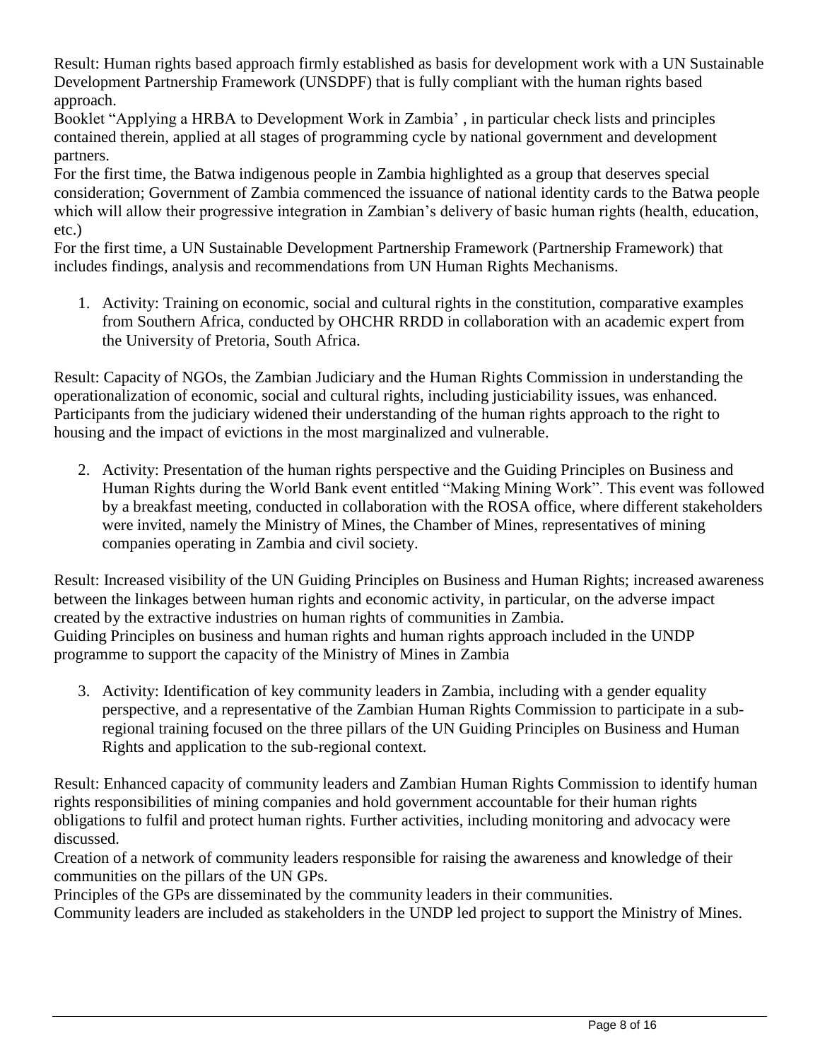Result: Human rights based approach firmly established as basis for development work with a UN Sustainable Development Partnership Framework (UNSDPF) that is fully compliant with the human rights based approach.

Booklet "Applying a HRBA to Development Work in Zambia' , in particular check lists and principles contained therein, applied at all stages of programming cycle by national government and development partners.

For the first time, the Batwa indigenous people in Zambia highlighted as a group that deserves special consideration; Government of Zambia commenced the issuance of national identity cards to the Batwa people which will allow their progressive integration in Zambian's delivery of basic human rights (health, education, etc.)

For the first time, a UN Sustainable Development Partnership Framework (Partnership Framework) that includes findings, analysis and recommendations from UN Human Rights Mechanisms.

1. Activity: Training on economic, social and cultural rights in the constitution, comparative examples from Southern Africa, conducted by OHCHR RRDD in collaboration with an academic expert from the University of Pretoria, South Africa.

Result: Capacity of NGOs, the Zambian Judiciary and the Human Rights Commission in understanding the operationalization of economic, social and cultural rights, including justiciability issues, was enhanced. Participants from the judiciary widened their understanding of the human rights approach to the right to housing and the impact of evictions in the most marginalized and vulnerable.

2. Activity: Presentation of the human rights perspective and the Guiding Principles on Business and Human Rights during the World Bank event entitled "Making Mining Work". This event was followed by a breakfast meeting, conducted in collaboration with the ROSA office, where different stakeholders were invited, namely the Ministry of Mines, the Chamber of Mines, representatives of mining companies operating in Zambia and civil society.

Result: Increased visibility of the UN Guiding Principles on Business and Human Rights; increased awareness between the linkages between human rights and economic activity, in particular, on the adverse impact created by the extractive industries on human rights of communities in Zambia.

Guiding Principles on business and human rights and human rights approach included in the UNDP programme to support the capacity of the Ministry of Mines in Zambia

3. Activity: Identification of key community leaders in Zambia, including with a gender equality perspective, and a representative of the Zambian Human Rights Commission to participate in a sub-regional training focused on the three pillars of the UN Guiding Principles on Business and Human Rights and application to the sub-regional context.

Result: Enhanced capacity of community leaders and Zambian Human Rights Commission to identify human rights responsibilities of mining companies and hold government accountable for their human rights obligations to fulfil and protect human rights. Further activities, including monitoring and advocacy were discussed.

Creation of a network of community leaders responsible for raising the awareness and knowledge of their communities on the pillars of the UN GPs.

Principles of the GPs are disseminated by the community leaders in their communities.

Community leaders are included as stakeholders in the UNDP led project to support the Ministry of Mines.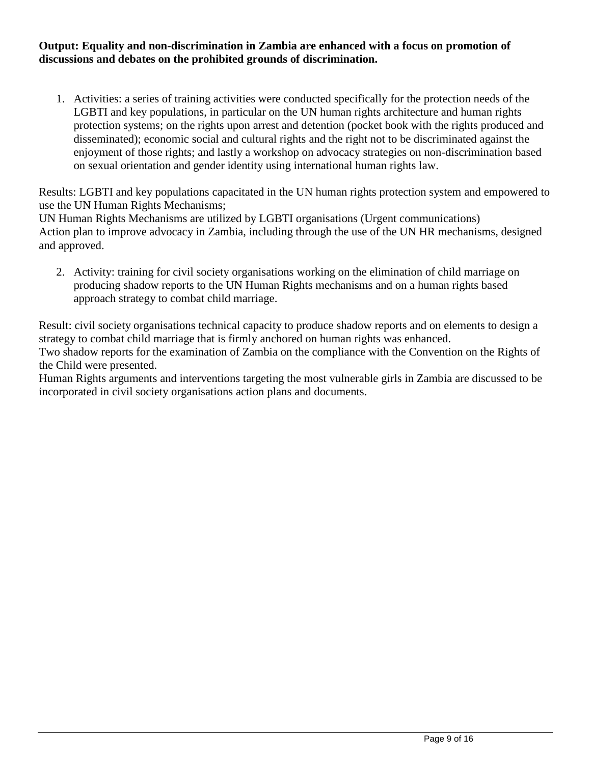**Output: Equality and non-discrimination in Zambia are enhanced with a focus on promotion of discussions and debates on the prohibited grounds of discrimination.**

1. Activities: a series of training activities were conducted specifically for the protection needs of the LGBTI and key populations, in particular on the UN human rights architecture and human rights protection systems; on the rights upon arrest and detention (pocket book with the rights produced and disseminated); economic social and cultural rights and the right not to be discriminated against the enjoyment of those rights; and lastly a workshop on advocacy strategies on non-discrimination based on sexual orientation and gender identity using international human rights law.

Results: LGBTI and key populations capacitated in the UN human rights protection system and empowered to use the UN Human Rights Mechanisms;
UN Human Rights Mechanisms are utilized by LGBTI organisations (Urgent communications)
Action plan to improve advocacy in Zambia, including through the use of the UN HR mechanisms, designed and approved.

2. Activity: training for civil society organisations working on the elimination of child marriage on producing shadow reports to the UN Human Rights mechanisms and on a human rights based approach strategy to combat child marriage.

Result: civil society organisations technical capacity to produce shadow reports and on elements to design a strategy to combat child marriage that is firmly anchored on human rights was enhanced.
Two shadow reports for the examination of Zambia on the compliance with the Convention on the Rights of the Child were presented.
Human Rights arguments and interventions targeting the most vulnerable girls in Zambia are discussed to be incorporated in civil society organisations action plans and documents.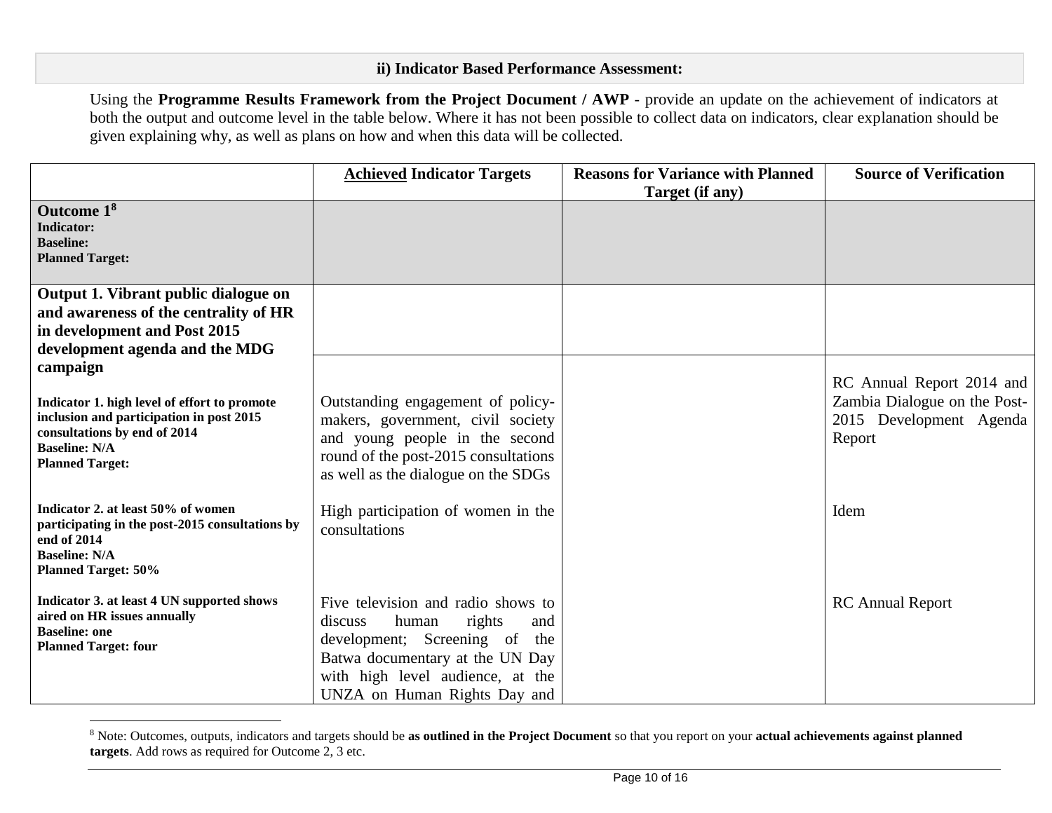**ii) Indicator Based Performance Assessment:**

Using the **Programme Results Framework from the Project Document / AWP** - provide an update on the achievement of indicators at both the output and outcome level in the table below. Where it has not been possible to collect data on indicators, clear explanation should be given explaining why, as well as plans on how and when this data will be collected.

| | **Achieved** Indicator Targets | Reasons for Variance with Planned Target (if any) | Source of Verification |
|---|---|---|---|
| **Outcome 1**[8]<br>**Indicator:**<br>**Baseline:**<br>**Planned Target:** | | | |
| **Output 1. Vibrant public dialogue on and awareness of the centrality of HR in development and Post 2015 development agenda and the MDG campaign** | | | |
| **Indicator 1. high level of effort to promote inclusion and participation in post 2015 consultations by end of 2014**<br>**Baseline: N/A**<br>**Planned Target:** | Outstanding engagement of policy-makers, government, civil society and young people in the second round of the post-2015 consultations as well as the dialogue on the SDGs | | RC Annual Report 2014 and Zambia Dialogue on the Post-2015 Development Agenda Report |
| **Indicator 2. at least 50% of women participating in the post-2015 consultations by end of 2014**<br>**Baseline: N/A**<br>**Planned Target: 50%** | High participation of women in the consultations | | Idem |
| **Indicator 3. at least 4 UN supported shows aired on HR issues annually**<br>**Baseline: one**<br>**Planned Target: four** | Five television and radio shows to discuss human rights and development; Screening of the Batwa documentary at the UN Day with high level audience, at the UNZA on Human Rights Day and | | RC Annual Report |

[8] Note: Outcomes, outputs, indicators and targets should be **as outlined in the Project Document** so that you report on your **actual achievements against planned targets**. Add rows as required for Outcome 2, 3 etc.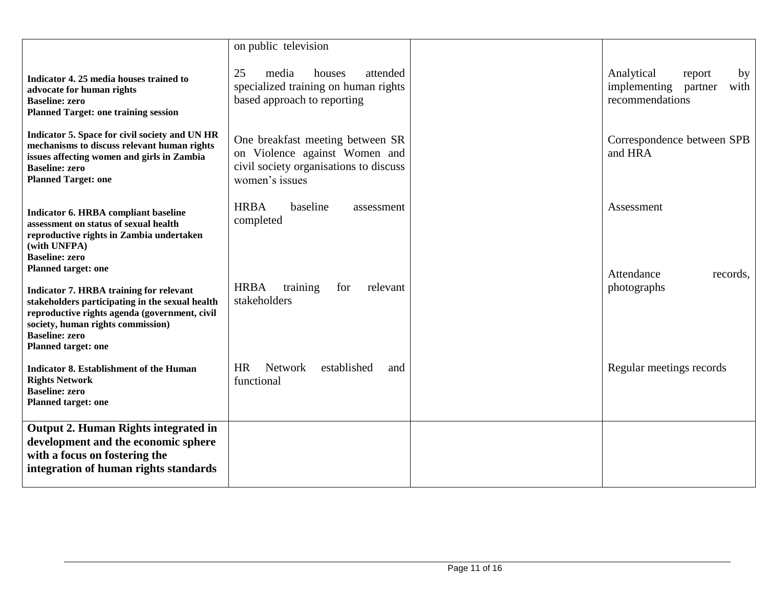| | | | |
|---|---|---|---|
| | on public television | | |
| **Indicator 4. 25 media houses trained to advocate for human rights**<br>**Baseline: zero**<br>**Planned Target: one training session** | 25 media houses attended specialized training on human rights based approach to reporting | | Analytical report by implementing partner with recommendations |
| **Indicator 5. Space for civil society and UN HR mechanisms to discuss relevant human rights issues affecting women and girls in Zambia**<br>**Baseline: zero**<br>**Planned Target: one** | One breakfast meeting between SR on Violence against Women and civil society organisations to discuss women's issues | | Correspondence between SPB and HRA |
| **Indicator 6. HRBA compliant baseline assessment on status of sexual health reproductive rights in Zambia undertaken (with UNFPA)**<br>**Baseline: zero**<br>**Planned target: one** | HRBA baseline assessment completed | | Assessment |
| **Indicator 7. HRBA training for relevant stakeholders participating in the sexual health reproductive rights agenda (government, civil society, human rights commission)**<br>**Baseline: zero**<br>**Planned target: one** | HRBA training for relevant stakeholders | | Attendance records, photographs |
| **Indicator 8. Establishment of the Human Rights Network**<br>**Baseline: zero**<br>**Planned target: one** | HR Network established and functional | | Regular meetings records |
| **Output 2. Human Rights integrated in development and the economic sphere with a focus on fostering the integration of human rights standards** | | | |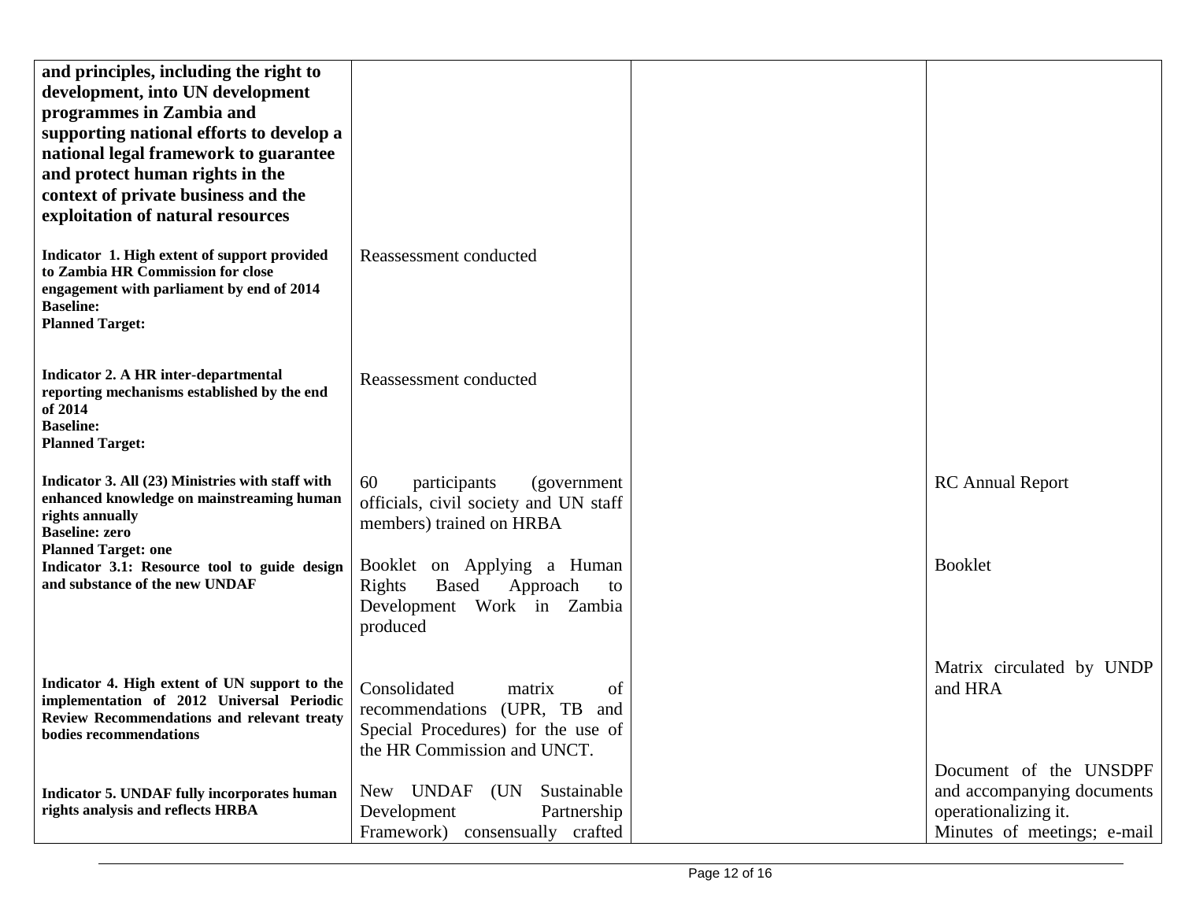| | | | |
|---|---|---|---|
| **and principles, including the right to development, into UN development programmes in Zambia and supporting national efforts to develop a national legal framework to guarantee and protect human rights in the context of private business and the exploitation of natural resources** | | | |
| **Indicator 1. High extent of support provided to Zambia HR Commission for close engagement with parliament by end of 2014**<br>**Baseline:**<br>**Planned Target:** | Reassessment conducted | | |
| **Indicator 2. A HR inter-departmental reporting mechanisms established by the end of 2014**<br>**Baseline:**<br>**Planned Target:** | Reassessment conducted | | |
| **Indicator 3. All (23) Ministries with staff with enhanced knowledge on mainstreaming human rights annually**<br>**Baseline: zero**<br>**Planned Target: one** | 60 participants (government officials, civil society and UN staff members) trained on HRBA | | RC Annual Report |
| **Indicator 3.1: Resource tool to guide design and substance of the new UNDAF** | Booklet on Applying a Human Rights Based Approach to Development Work in Zambia produced | | Booklet |
| **Indicator 4. High extent of UN support to the implementation of 2012 Universal Periodic Review Recommendations and relevant treaty bodies recommendations** | Consolidated matrix of recommendations (UPR, TB and Special Procedures) for the use of the HR Commission and UNCT. | | Matrix circulated by UNDP and HRA |
| **Indicator 5. UNDAF fully incorporates human rights analysis and reflects HRBA** | New UNDAF (UN Sustainable Development Partnership Framework) consensually crafted | | Document of the UNSDPF and accompanying documents operationalizing it.<br>Minutes of meetings; e-mail |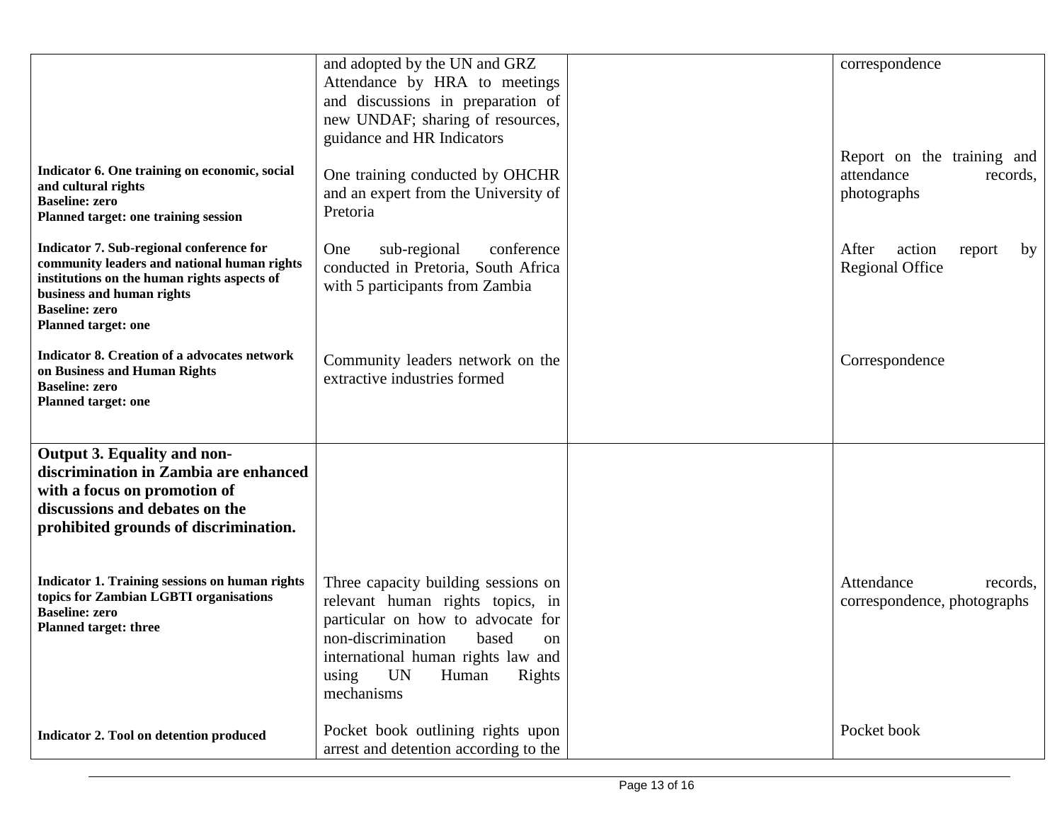| | | | |
|---|---|---|---|
| | and adopted by the UN and GRZ<br>Attendance by HRA to meetings and discussions in preparation of new UNDAF; sharing of resources, guidance and HR Indicators | | correspondence |
| **Indicator 6. One training on economic, social and cultural rights**<br>**Baseline: zero**<br>**Planned target: one training session** | One training conducted by OHCHR and an expert from the University of Pretoria | | Report on the training and attendance records, photographs |
| **Indicator 7. Sub-regional conference for community leaders and national human rights institutions on the human rights aspects of business and human rights**<br>**Baseline: zero**<br>**Planned target: one** | One sub-regional conference conducted in Pretoria, South Africa with 5 participants from Zambia | | After action report by Regional Office |
| **Indicator 8. Creation of a advocates network on Business and Human Rights**<br>**Baseline: zero**<br>**Planned target: one** | Community leaders network on the extractive industries formed | | Correspondence |
| **Output 3. Equality and non-discrimination in Zambia are enhanced with a focus on promotion of discussions and debates on the prohibited grounds of discrimination.** | | | |
| **Indicator 1. Training sessions on human rights topics for Zambian LGBTI organisations**<br>**Baseline: zero**<br>**Planned target: three** | Three capacity building sessions on relevant human rights topics, in particular on how to advocate for non-discrimination based on international human rights law and using UN Human Rights mechanisms | | Attendance records, correspondence, photographs |
| **Indicator 2. Tool on detention produced** | Pocket book outlining rights upon arrest and detention according to the | | Pocket book |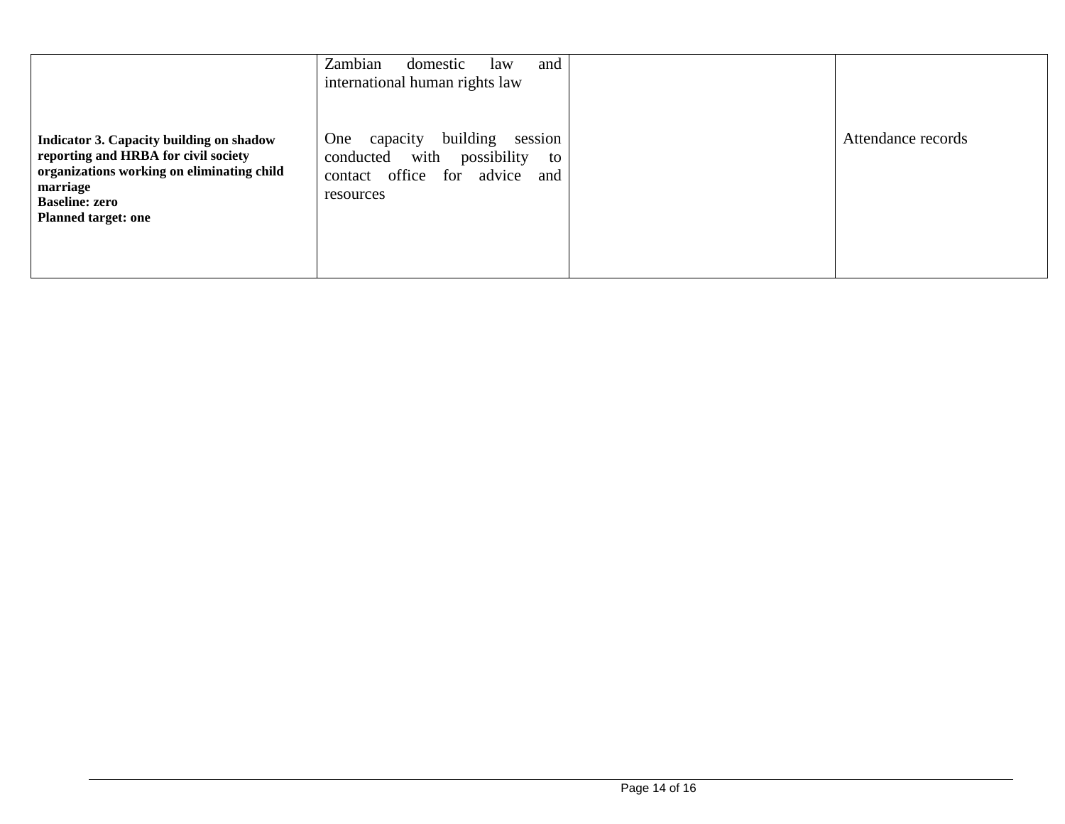| | | | |
|---|---|---|---|
| | Zambian domestic law and international human rights law | | |
| **Indicator 3. Capacity building on shadow reporting and HRBA for civil society organizations working on eliminating child marriage**<br>**Baseline: zero**<br>**Planned target: one** | One capacity building session conducted with possibility to contact office for advice and resources | | Attendance records |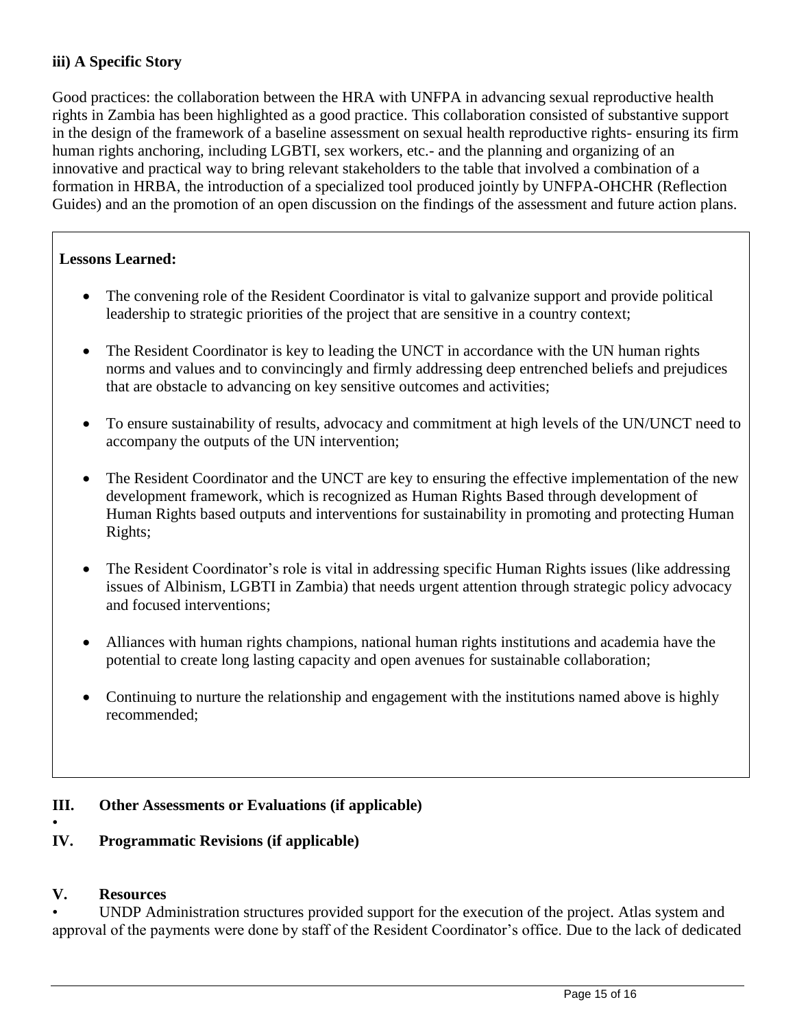### iii) A Specific Story

Good practices: the collaboration between the HRA with UNFPA in advancing sexual reproductive health rights in Zambia has been highlighted as a good practice. This collaboration consisted of substantive support in the design of the framework of a baseline assessment on sexual health reproductive rights- ensuring its firm human rights anchoring, including LGBTI, sex workers, etc.- and the planning and organizing of an innovative and practical way to bring relevant stakeholders to the table that involved a combination of a formation in HRBA, the introduction of a specialized tool produced jointly by UNFPA-OHCHR (Reflection Guides) and an the promotion of an open discussion on the findings of the assessment and future action plans.

**Lessons Learned:**

- The convening role of the Resident Coordinator is vital to galvanize support and provide political leadership to strategic priorities of the project that are sensitive in a country context;
- The Resident Coordinator is key to leading the UNCT in accordance with the UN human rights norms and values and to convincingly and firmly addressing deep entrenched beliefs and prejudices that are obstacle to advancing on key sensitive outcomes and activities;
- To ensure sustainability of results, advocacy and commitment at high levels of the UN/UNCT need to accompany the outputs of the UN intervention;
- The Resident Coordinator and the UNCT are key to ensuring the effective implementation of the new development framework, which is recognized as Human Rights Based through development of Human Rights based outputs and interventions for sustainability in promoting and protecting Human Rights;
- The Resident Coordinator's role is vital in addressing specific Human Rights issues (like addressing issues of Albinism, LGBTI in Zambia) that needs urgent attention through strategic policy advocacy and focused interventions;
- Alliances with human rights champions, national human rights institutions and academia have the potential to create long lasting capacity and open avenues for sustainable collaboration;
- Continuing to nurture the relationship and engagement with the institutions named above is highly recommended;

## III. Other Assessments or Evaluations (if applicable)

•

## IV. Programmatic Revisions (if applicable)

## V. Resources

- UNDP Administration structures provided support for the execution of the project. Atlas system and approval of the payments were done by staff of the Resident Coordinator's office. Due to the lack of dedicated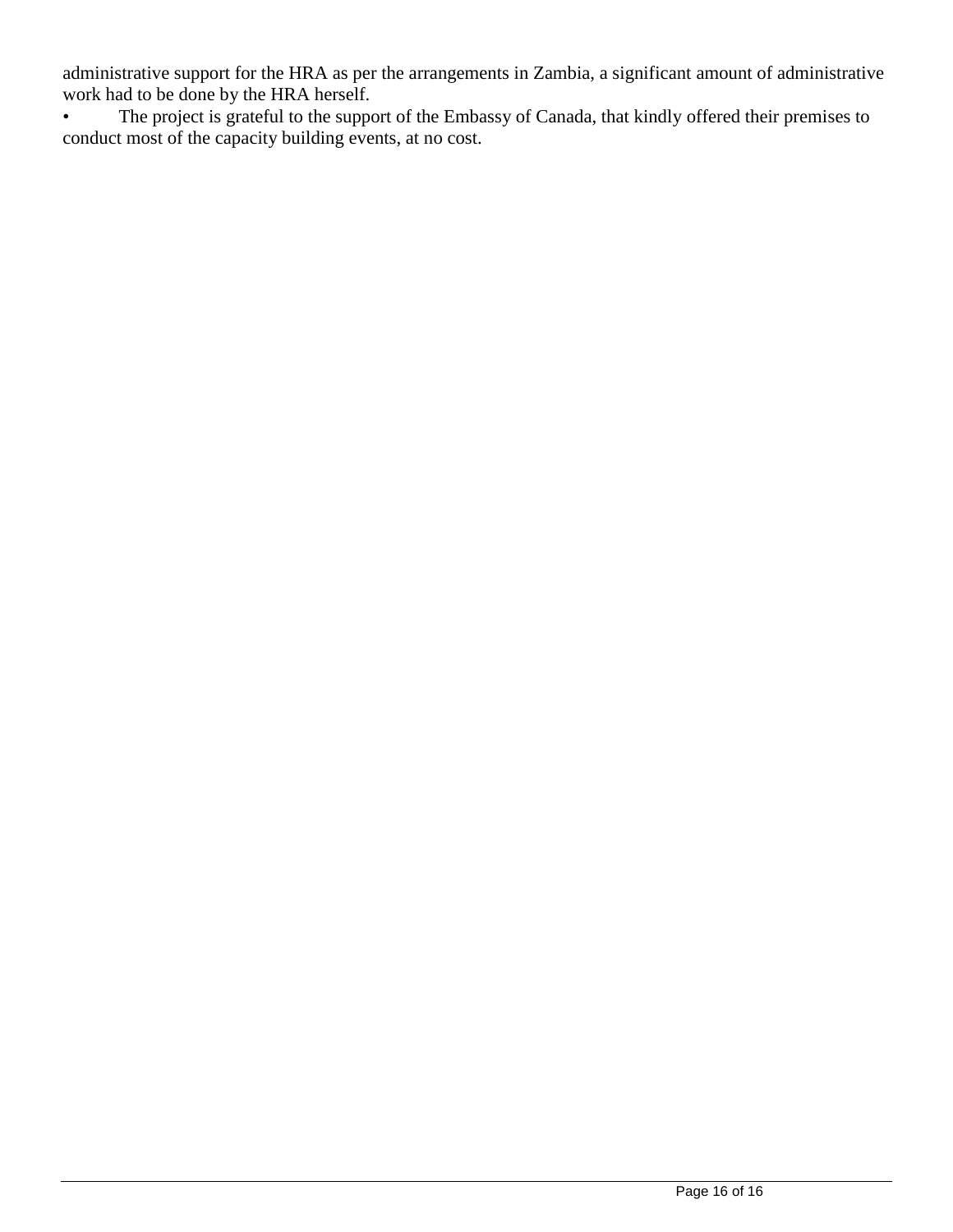administrative support for the HRA as per the arrangements in Zambia, a significant amount of administrative work had to be done by the HRA herself.

- The project is grateful to the support of the Embassy of Canada, that kindly offered their premises to conduct most of the capacity building events, at no cost.